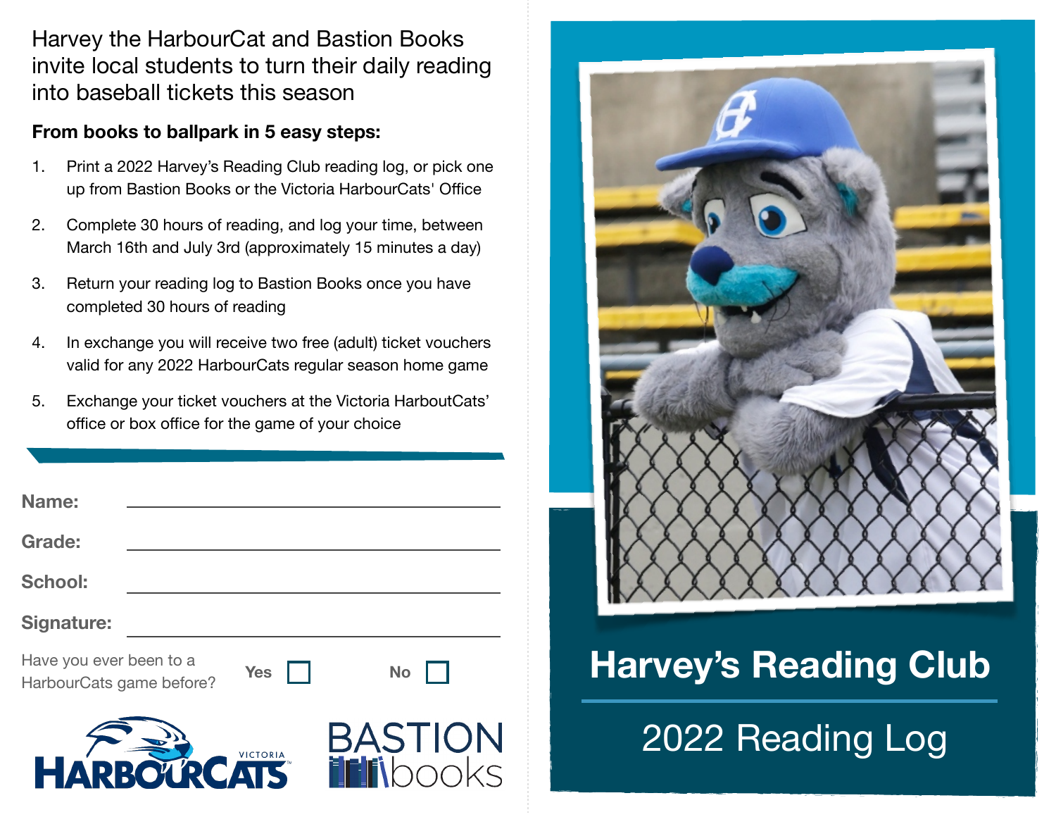Harvey the HarbourCat and Bastion Books invite local students to turn their daily reading into baseball tickets this season

**From books to ballpark in 5 easy steps:**

1. Print a 2022 Harvey's Reading Club reading log, or pick one up from Bastion Books or the Victoria HarbourCats' Office
2. Complete 30 hours of reading, and log your time, between March 16th and July 3rd (approximately 15 minutes a day)
3. Return your reading log to Bastion Books once you have completed 30 hours of reading
4. In exchange you will receive two free (adult) ticket vouchers valid for any 2022 HarbourCats regular season home game
5. Exchange your ticket vouchers at the Victoria HarboutCats' office or box office for the game of your choice

**Name:** ______________________________

**Grade:** ______________________________

**School:** ______________________________

**Signature:** ______________________________

Have you ever been to a HarbourCats game before? **Yes** ☐ **No** ☐

VICTORIA HARBOURCATS

BASTION books

# Harvey's Reading Club

## 2022 Reading Log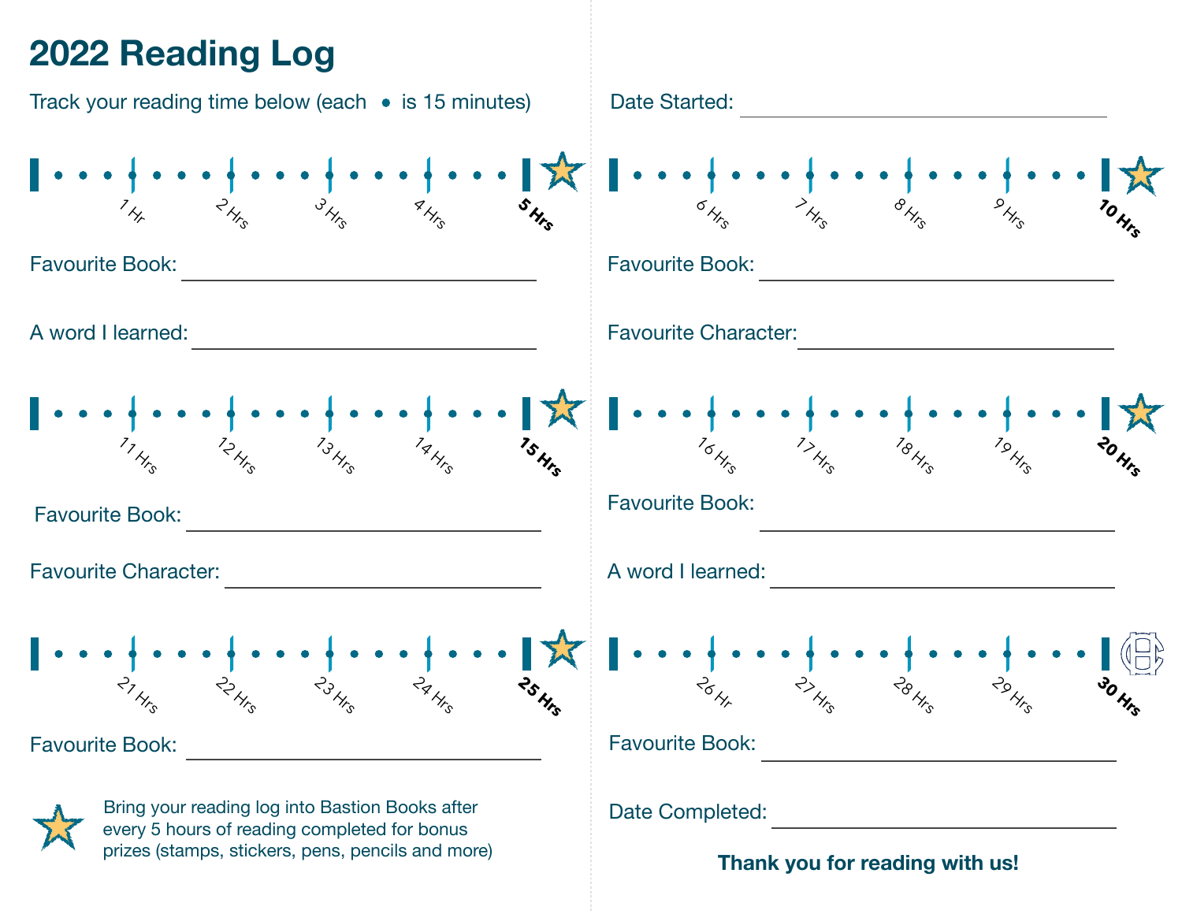# 2022 Reading Log

Track your reading time below (each • is 15 minutes)

Date Started: ______________________

1 Hr 2 Hrs 3 Hrs 4 Hrs **5 Hrs**

Favourite Book: ______________________

A word I learned: ______________________

6 Hrs 7 Hrs 8 Hrs 9 Hrs **10 Hrs**

Favourite Book: ______________________

Favourite Character: ______________________

11 Hrs 12 Hrs 13 Hrs 14 Hrs **15 Hrs**

Favourite Book: ______________________

Favourite Character: ______________________

16 Hrs 17 Hrs 18 Hrs 19 Hrs **20 Hrs**

Favourite Book: ______________________

A word I learned: ______________________

21 Hrs 22 Hrs 23 Hrs 24 Hrs **25 Hrs**

Favourite Book: ______________________

26 Hr 27 Hrs 28 Hrs 29 Hrs **30 Hrs**

Favourite Book: ______________________

Date Completed: ______________________

Bring your reading log into Bastion Books after every 5 hours of reading completed for bonus prizes (stamps, stickers, pens, pencils and more)

**Thank you for reading with us!**